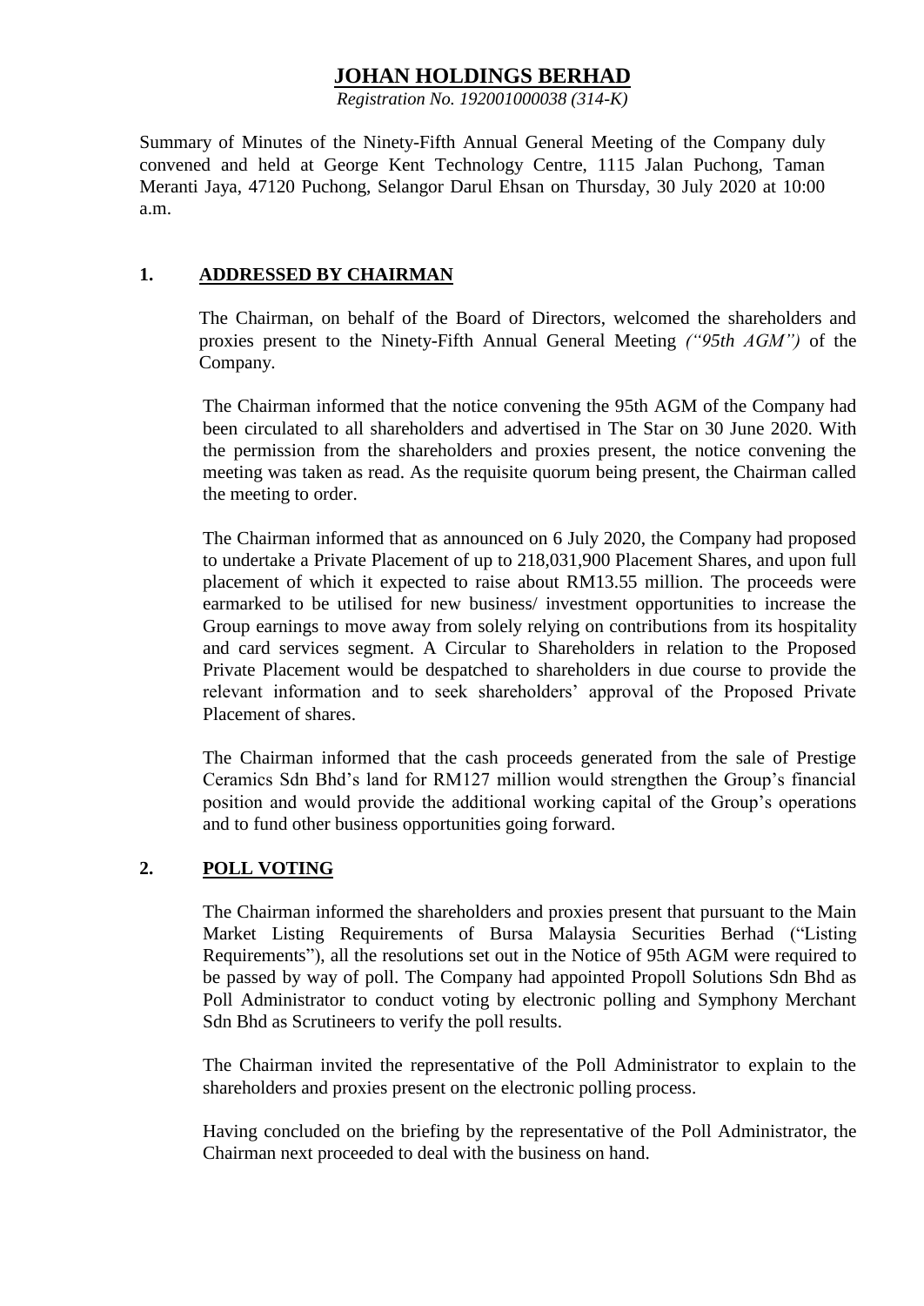# JOHAN HOLDINGS BERHAD

*Registration No. 192001000038 (314-K)*

Summary of Minutes of the Ninety-Fifth Annual General Meeting of the Company duly convened and held at George Kent Technology Centre, 1115 Jalan Puchong, Taman Meranti Jaya, 47120 Puchong, Selangor Darul Ehsan on Thursday, 30 July 2020 at 10:00 a.m.

## 1. ADDRESSED BY CHAIRMAN

The Chairman, on behalf of the Board of Directors, welcomed the shareholders and proxies present to the Ninety-Fifth Annual General Meeting *("95th AGM")* of the Company.

The Chairman informed that the notice convening the 95th AGM of the Company had been circulated to all shareholders and advertised in The Star on 30 June 2020. With the permission from the shareholders and proxies present, the notice convening the meeting was taken as read. As the requisite quorum being present, the Chairman called the meeting to order.

The Chairman informed that as announced on 6 July 2020, the Company had proposed to undertake a Private Placement of up to 218,031,900 Placement Shares, and upon full placement of which it expected to raise about RM13.55 million. The proceeds were earmarked to be utilised for new business/ investment opportunities to increase the Group earnings to move away from solely relying on contributions from its hospitality and card services segment. A Circular to Shareholders in relation to the Proposed Private Placement would be despatched to shareholders in due course to provide the relevant information and to seek shareholders' approval of the Proposed Private Placement of shares.

The Chairman informed that the cash proceeds generated from the sale of Prestige Ceramics Sdn Bhd's land for RM127 million would strengthen the Group's financial position and would provide the additional working capital of the Group's operations and to fund other business opportunities going forward.

## 2. POLL VOTING

The Chairman informed the shareholders and proxies present that pursuant to the Main Market Listing Requirements of Bursa Malaysia Securities Berhad ("Listing Requirements"), all the resolutions set out in the Notice of 95th AGM were required to be passed by way of poll. The Company had appointed Propoll Solutions Sdn Bhd as Poll Administrator to conduct voting by electronic polling and Symphony Merchant Sdn Bhd as Scrutineers to verify the poll results.

The Chairman invited the representative of the Poll Administrator to explain to the shareholders and proxies present on the electronic polling process.

Having concluded on the briefing by the representative of the Poll Administrator, the Chairman next proceeded to deal with the business on hand.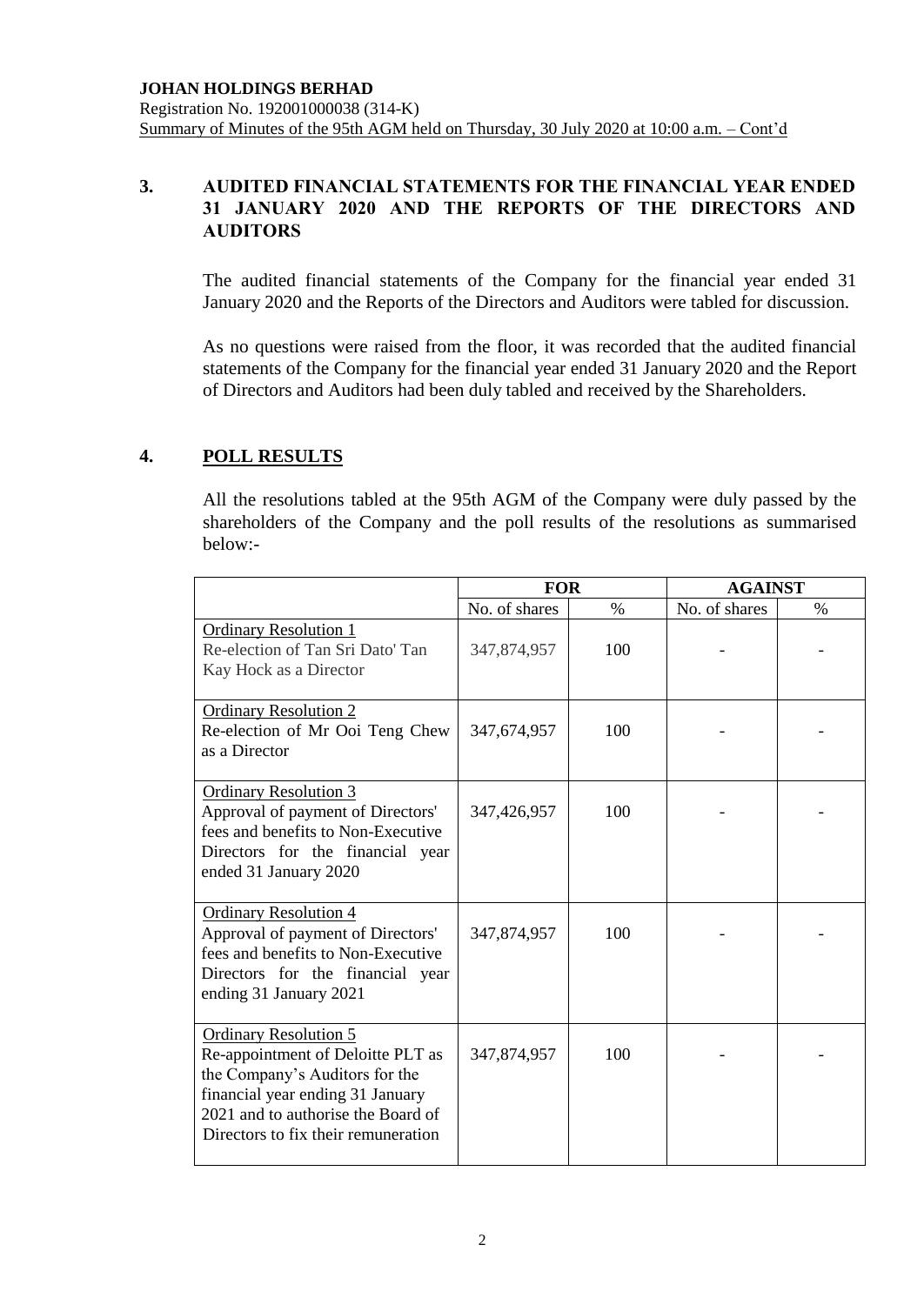**JOHAN HOLDINGS BERHAD**
Registration No. 192001000038 (314-K)
Summary of Minutes of the 95th AGM held on Thursday, 30 July 2020 at 10:00 a.m. – Cont'd

## 3. AUDITED FINANCIAL STATEMENTS FOR THE FINANCIAL YEAR ENDED 31 JANUARY 2020 AND THE REPORTS OF THE DIRECTORS AND AUDITORS

The audited financial statements of the Company for the financial year ended 31 January 2020 and the Reports of the Directors and Auditors were tabled for discussion.

As no questions were raised from the floor, it was recorded that the audited financial statements of the Company for the financial year ended 31 January 2020 and the Report of Directors and Auditors had been duly tabled and received by the Shareholders.

## 4. POLL RESULTS

All the resolutions tabled at the 95th AGM of the Company were duly passed by the shareholders of the Company and the poll results of the resolutions as summarised below:-

| | FOR | | AGAINST | |
|---|---|---|---|---|
| | No. of shares | % | No. of shares | % |
| Ordinary Resolution 1<br>Re-election of Tan Sri Dato' Tan Kay Hock as a Director | 347,874,957 | 100 | - | - |
| Ordinary Resolution 2<br>Re-election of Mr Ooi Teng Chew as a Director | 347,674,957 | 100 | - | - |
| Ordinary Resolution 3<br>Approval of payment of Directors' fees and benefits to Non-Executive Directors for the financial year ended 31 January 2020 | 347,426,957 | 100 | - | - |
| Ordinary Resolution 4<br>Approval of payment of Directors' fees and benefits to Non-Executive Directors for the financial year ending 31 January 2021 | 347,874,957 | 100 | - | - |
| Ordinary Resolution 5<br>Re-appointment of Deloitte PLT as the Company's Auditors for the financial year ending 31 January 2021 and to authorise the Board of Directors to fix their remuneration | 347,874,957 | 100 | - | - |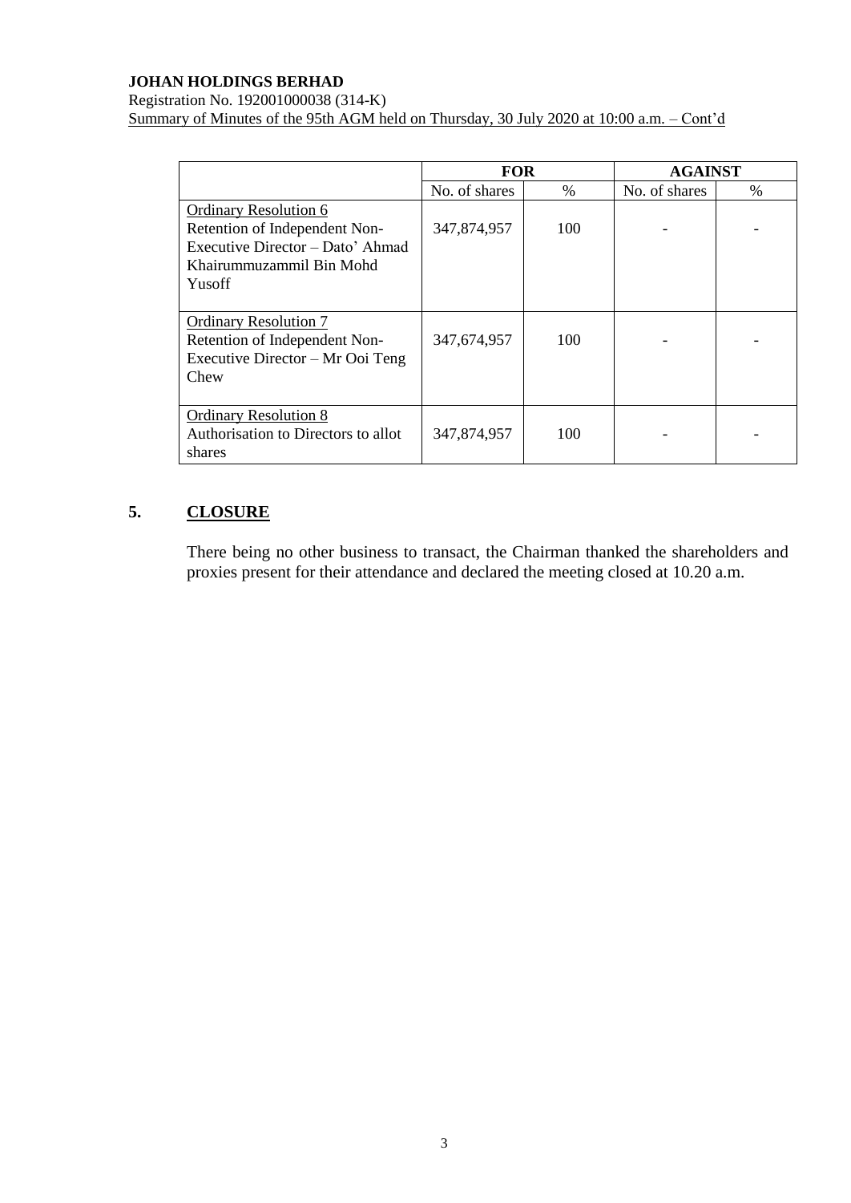**JOHAN HOLDINGS BERHAD**
Registration No. 192001000038 (314-K)
Summary of Minutes of the 95th AGM held on Thursday, 30 July 2020 at 10:00 a.m. – Cont'd

| | FOR | | AGAINST | |
|---|---|---|---|---|
| | No. of shares | % | No. of shares | % |
| Ordinary Resolution 6<br>Retention of Independent Non-Executive Director – Dato' Ahmad Khairummuzammil Bin Mohd Yusoff | 347,874,957 | 100 | - | - |
| Ordinary Resolution 7<br>Retention of Independent Non-Executive Director – Mr Ooi Teng Chew | 347,674,957 | 100 | - | - |
| Ordinary Resolution 8<br>Authorisation to Directors to allot shares | 347,874,957 | 100 | - | - |

## 5. CLOSURE

There being no other business to transact, the Chairman thanked the shareholders and proxies present for their attendance and declared the meeting closed at 10.20 a.m.